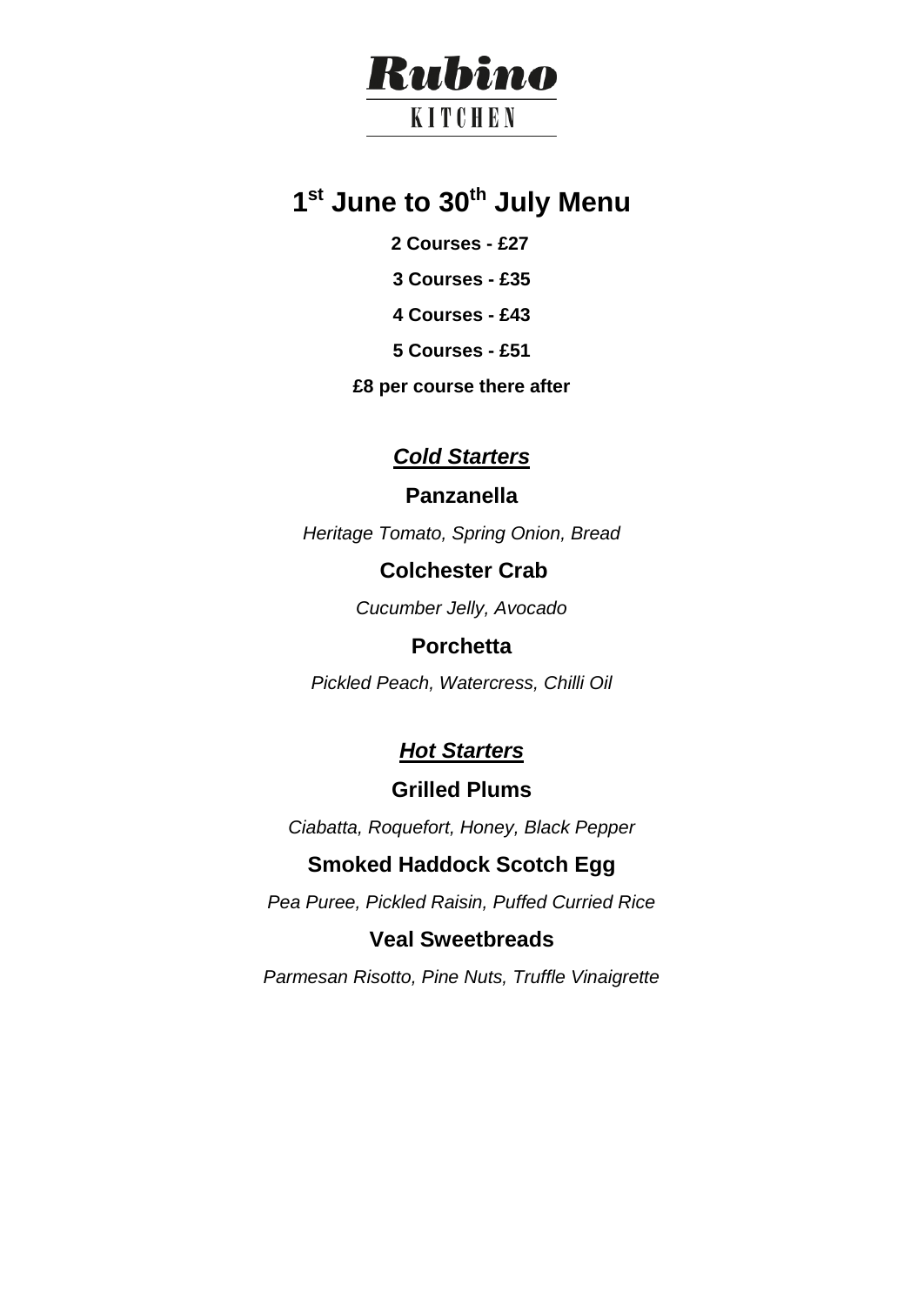# Rubino

KITCHEN

## 1st June to 30th July Menu

**2 Courses - £27**

**3 Courses - £35**

**4 Courses - £43**

**5 Courses - £51**

**£8 per course there after**

### ***Cold Starters***

**Panzanella**

*Heritage Tomato, Spring Onion, Bread*

**Colchester Crab**

*Cucumber Jelly, Avocado*

**Porchetta**

*Pickled Peach, Watercress, Chilli Oil*

### ***Hot Starters***

**Grilled Plums**

*Ciabatta, Roquefort, Honey, Black Pepper*

**Smoked Haddock Scotch Egg**

*Pea Puree, Pickled Raisin, Puffed Curried Rice*

**Veal Sweetbreads**

*Parmesan Risotto, Pine Nuts, Truffle Vinaigrette*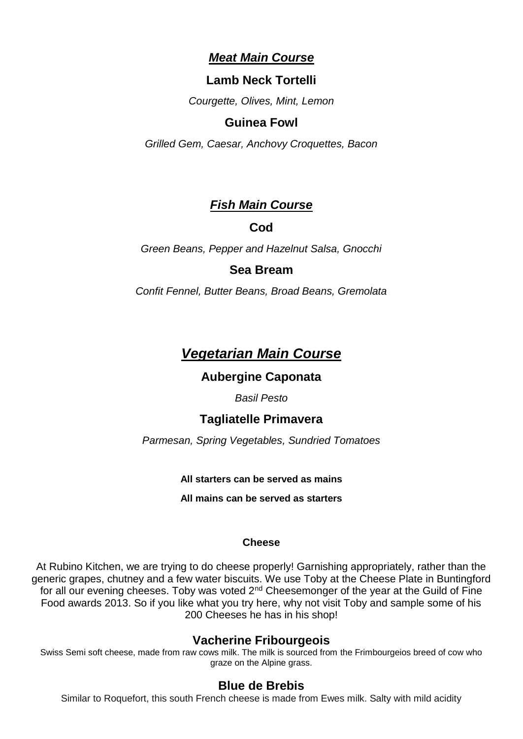## ***Meat Main Course***

### Lamb Neck Tortelli

*Courgette, Olives, Mint, Lemon*

### Guinea Fowl

*Grilled Gem, Caesar, Anchovy Croquettes, Bacon*

## ***Fish Main Course***

### Cod

*Green Beans, Pepper and Hazelnut Salsa, Gnocchi*

### Sea Bream

*Confit Fennel, Butter Beans, Broad Beans, Gremolata*

## ***Vegetarian Main Course***

### Aubergine Caponata

*Basil Pesto*

### Tagliatelle Primavera

*Parmesan, Spring Vegetables, Sundried Tomatoes*

**All starters can be served as mains**

**All mains can be served as starters**

**Cheese**

At Rubino Kitchen, we are trying to do cheese properly! Garnishing appropriately, rather than the generic grapes, chutney and a few water biscuits. We use Toby at the Cheese Plate in Buntingford for all our evening cheeses. Toby was voted 2nd Cheesemonger of the year at the Guild of Fine Food awards 2013. So if you like what you try here, why not visit Toby and sample some of his 200 Cheeses he has in his shop!

### Vacherine Fribourgeois

Swiss Semi soft cheese, made from raw cows milk. The milk is sourced from the Frimbourgeios breed of cow who graze on the Alpine grass.

### Blue de Brebis

Similar to Roquefort, this south French cheese is made from Ewes milk. Salty with mild acidity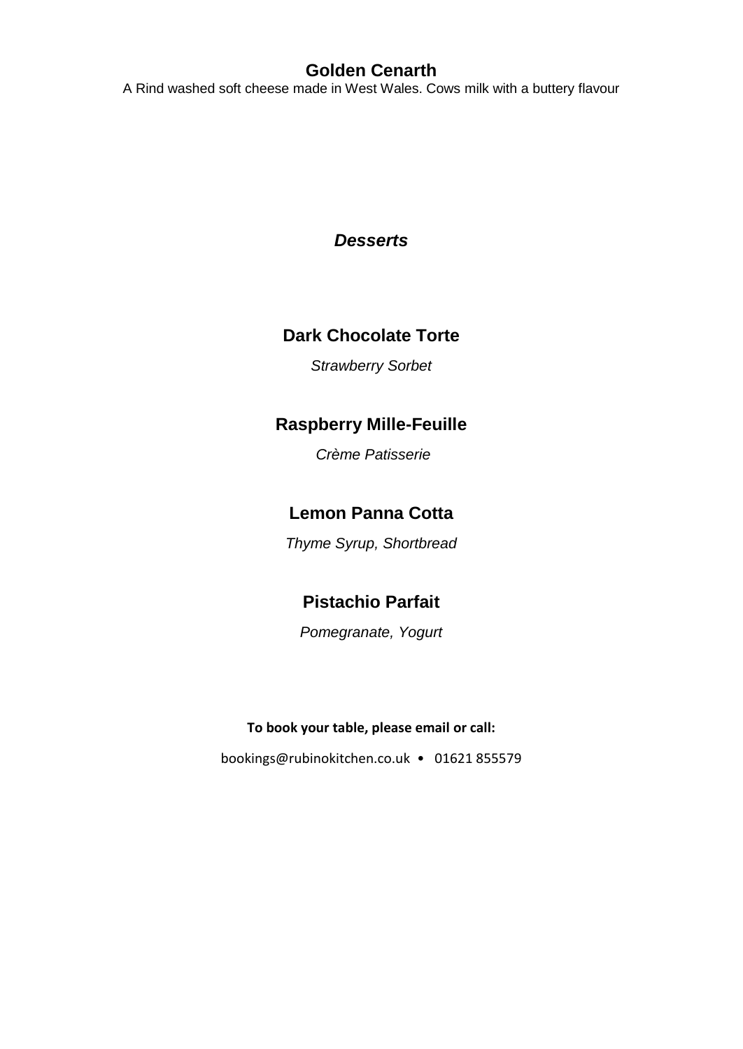### Golden Cenarth

A Rind washed soft cheese made in West Wales. Cows milk with a buttery flavour

## ***Desserts***

### Dark Chocolate Torte

*Strawberry Sorbet*

### Raspberry Mille-Feuille

*Crème Patisserie*

### Lemon Panna Cotta

*Thyme Syrup, Shortbread*

### Pistachio Parfait

*Pomegranate, Yogurt*

**To book your table, please email or call:**

bookings@rubinokitchen.co.uk • 01621 855579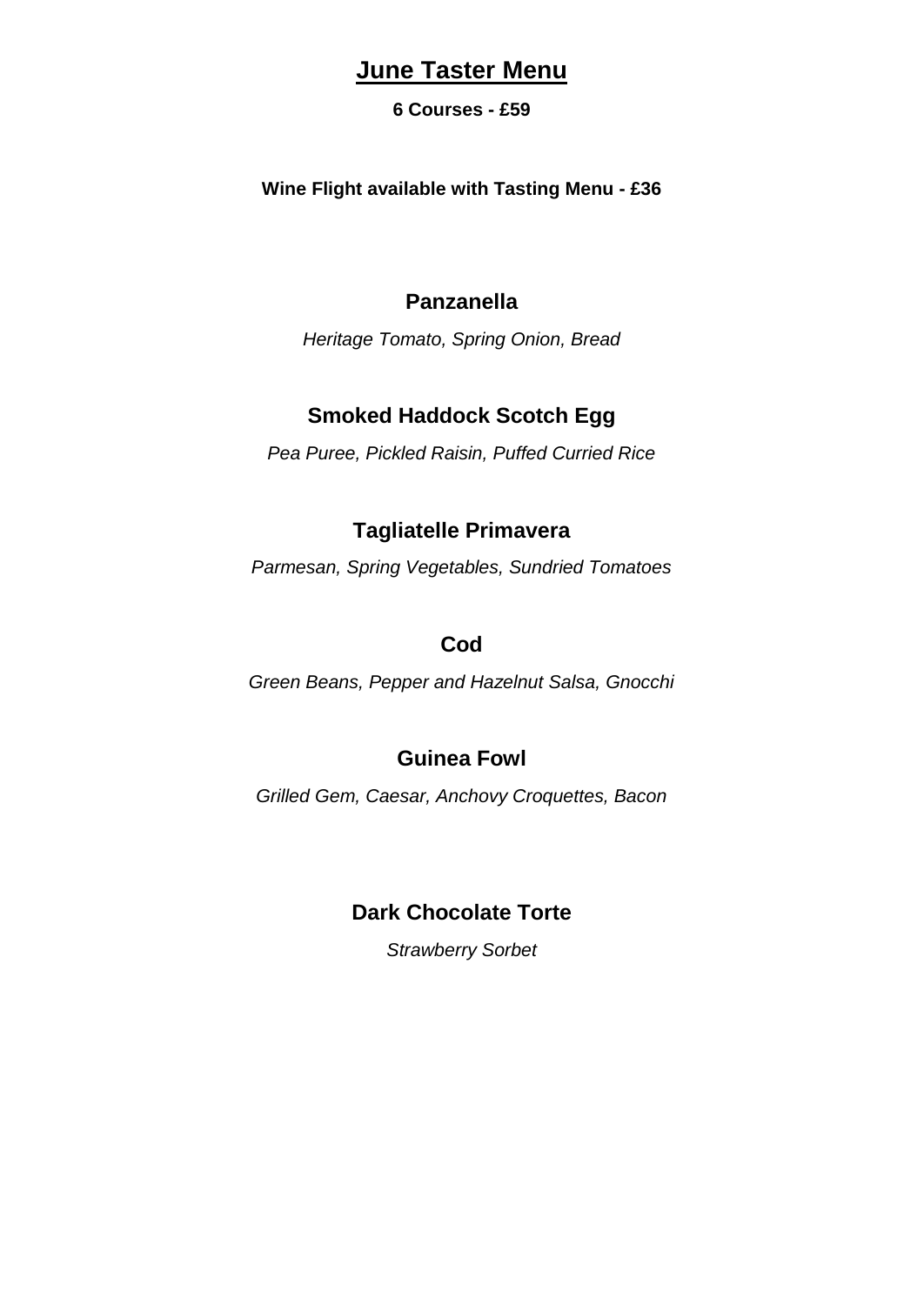# June Taster Menu

**6 Courses - £59**

**Wine Flight available with Tasting Menu - £36**

### Panzanella

*Heritage Tomato, Spring Onion, Bread*

### Smoked Haddock Scotch Egg

*Pea Puree, Pickled Raisin, Puffed Curried Rice*

### Tagliatelle Primavera

*Parmesan, Spring Vegetables, Sundried Tomatoes*

### Cod

*Green Beans, Pepper and Hazelnut Salsa, Gnocchi*

### Guinea Fowl

*Grilled Gem, Caesar, Anchovy Croquettes, Bacon*

### Dark Chocolate Torte

*Strawberry Sorbet*